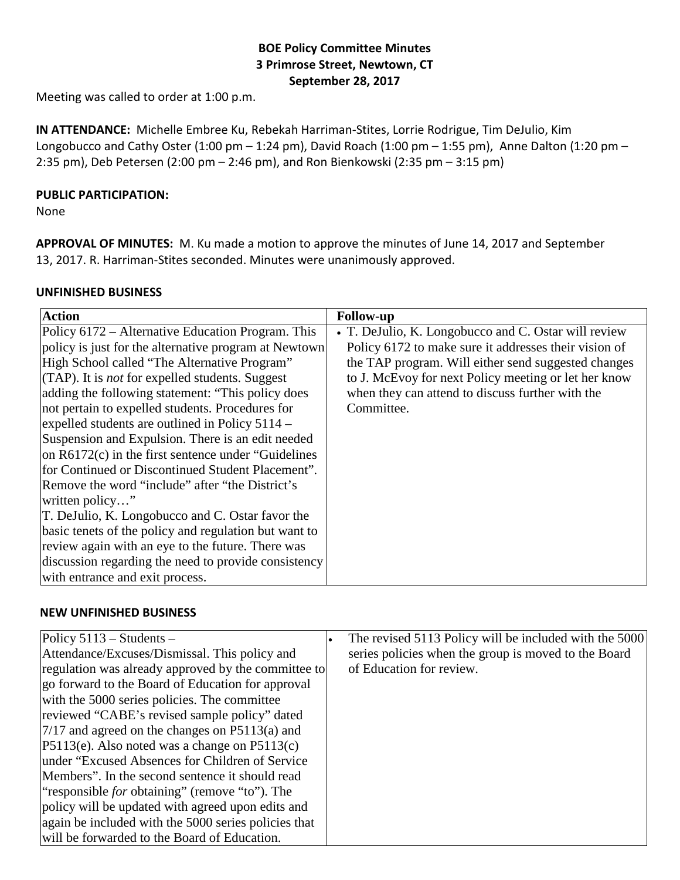**BOE Policy Committee Minutes**
**3 Primrose Street, Newtown, CT**
**September 28, 2017**

Meeting was called to order at 1:00 p.m.

**IN ATTENDANCE:** Michelle Embree Ku, Rebekah Harriman-Stites, Lorrie Rodrigue, Tim DeJulio, Kim Longobucco and Cathy Oster (1:00 pm – 1:24 pm), David Roach (1:00 pm – 1:55 pm), Anne Dalton (1:20 pm – 2:35 pm), Deb Petersen (2:00 pm – 2:46 pm), and Ron Bienkowski (2:35 pm – 3:15 pm)

**PUBLIC PARTICIPATION:**

None

**APPROVAL OF MINUTES:** M. Ku made a motion to approve the minutes of June 14, 2017 and September 13, 2017. R. Harriman-Stites seconded. Minutes were unanimously approved.

**UNFINISHED BUSINESS**

| Action | Follow-up |
|---|---|
| Policy 6172 – Alternative Education Program. This policy is just for the alternative program at Newtown High School called "The Alternative Program" (TAP). It is *not* for expelled students. Suggest adding the following statement: "This policy does not pertain to expelled students. Procedures for expelled students are outlined in Policy 5114 – Suspension and Expulsion. There is an edit needed on R6172(c) in the first sentence under "Guidelines for Continued or Discontinued Student Placement". Remove the word "include" after "the District's written policy…"<br>T. DeJulio, K. Longobucco and C. Ostar favor the basic tenets of the policy and regulation but want to review again with an eye to the future. There was discussion regarding the need to provide consistency with entrance and exit process. | • T. DeJulio, K. Longobucco and C. Ostar will review Policy 6172 to make sure it addresses their vision of the TAP program. Will either send suggested changes to J. McEvoy for next Policy meeting or let her know when they can attend to discuss further with the Committee. |

**NEW UNFINISHED BUSINESS**

| | |
|---|---|
| Policy 5113 – Students – Attendance/Excuses/Dismissal. This policy and regulation was already approved by the committee to go forward to the Board of Education for approval with the 5000 series policies. The committee reviewed "CABE's revised sample policy" dated 7/17 and agreed on the changes on P5113(a) and P5113(e). Also noted was a change on P5113(c) under "Excused Absences for Children of Service Members". In the second sentence it should read "responsible *for* obtaining" (remove "to"). The policy will be updated with agreed upon edits and again be included with the 5000 series policies that will be forwarded to the Board of Education. | • The revised 5113 Policy will be included with the 5000 series policies when the group is moved to the Board of Education for review. |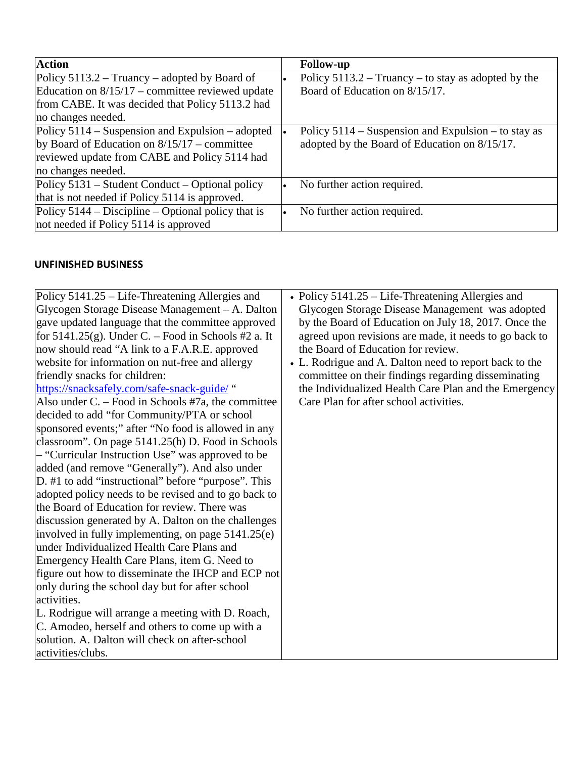| Action | Follow-up |
|---|---|
| Policy 5113.2 – Truancy – adopted by Board of Education on 8/15/17 – committee reviewed update from CABE. It was decided that Policy 5113.2 had no changes needed. | • Policy 5113.2 – Truancy – to stay as adopted by the Board of Education on 8/15/17. |
| Policy 5114 – Suspension and Expulsion – adopted by Board of Education on 8/15/17 – committee reviewed update from CABE and Policy 5114 had no changes needed. | • Policy 5114 – Suspension and Expulsion – to stay as adopted by the Board of Education on 8/15/17. |
| Policy 5131 – Student Conduct – Optional policy that is not needed if Policy 5114 is approved. | • No further action required. |
| Policy 5144 – Discipline – Optional policy that is not needed if Policy 5114 is approved | • No further action required. |

**UNFINISHED BUSINESS**

| | |
|---|---|
| Policy 5141.25 – Life-Threatening Allergies and Glycogen Storage Disease Management – A. Dalton gave updated language that the committee approved for 5141.25(g). Under C. – Food in Schools #2 a. It now should read "A link to a F.A.R.E. approved website for information on nut-free and allergy friendly snacks for children: https://snacksafely.com/safe-snack-guide/ " Also under C. – Food in Schools #7a, the committee decided to add "for Community/PTA or school sponsored events;" after "No food is allowed in any classroom". On page 5141.25(h) D. Food in Schools – "Curricular Instruction Use" was approved to be added (and remove "Generally"). And also under D. #1 to add "instructional" before "purpose". This adopted policy needs to be revised and to go back to the Board of Education for review. There was discussion generated by A. Dalton on the challenges involved in fully implementing, on page 5141.25(e) under Individualized Health Care Plans and Emergency Health Care Plans, item G. Need to figure out how to disseminate the IHCP and ECP not only during the school day but for after school activities. L. Rodrigue will arrange a meeting with D. Roach, C. Amodeo, herself and others to come up with a solution. A. Dalton will check on after-school activities/clubs. | • Policy 5141.25 – Life-Threatening Allergies and Glycogen Storage Disease Management was adopted by the Board of Education on July 18, 2017. Once the agreed upon revisions are made, it needs to go back to the Board of Education for review. • L. Rodrigue and A. Dalton need to report back to the committee on their findings regarding disseminating the Individualized Health Care Plan and the Emergency Care Plan for after school activities. |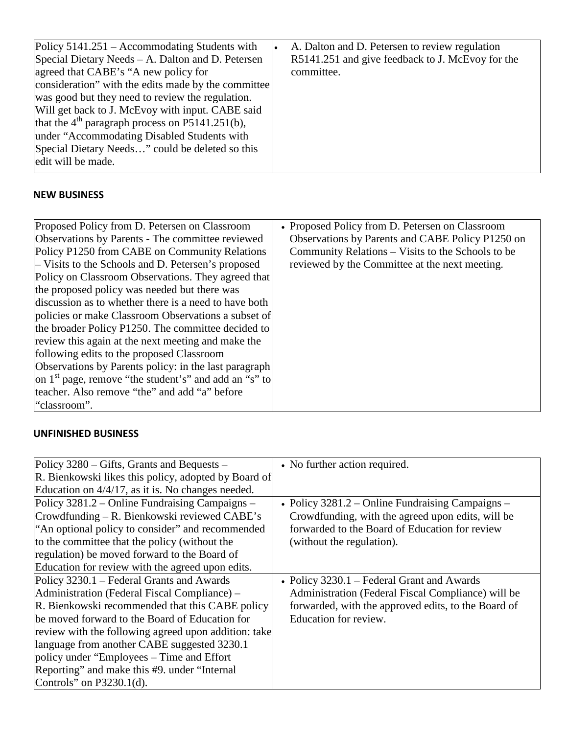| | |
|---|---|
| Policy 5141.251 – Accommodating Students with Special Dietary Needs – A. Dalton and D. Petersen agreed that CABE's "A new policy for consideration" with the edits made by the committee was good but they need to review the regulation. Will get back to J. McEvoy with input. CABE said that the 4th paragraph process on P5141.251(b), under "Accommodating Disabled Students with Special Dietary Needs…" could be deleted so this edit will be made. | • A. Dalton and D. Petersen to review regulation R5141.251 and give feedback to J. McEvoy for the committee. |

**NEW BUSINESS**

| | |
|---|---|
| Proposed Policy from D. Petersen on Classroom Observations by Parents - The committee reviewed Policy P1250 from CABE on Community Relations – Visits to the Schools and D. Petersen's proposed Policy on Classroom Observations. They agreed that the proposed policy was needed but there was discussion as to whether there is a need to have both policies or make Classroom Observations a subset of the broader Policy P1250. The committee decided to review this again at the next meeting and make the following edits to the proposed Classroom Observations by Parents policy: in the last paragraph on 1st page, remove "the student's" and add an "s" to teacher. Also remove "the" and add "a" before "classroom". | • Proposed Policy from D. Petersen on Classroom Observations by Parents and CABE Policy P1250 on Community Relations – Visits to the Schools to be reviewed by the Committee at the next meeting. |

**UNFINISHED BUSINESS**

| | |
|---|---|
| Policy 3280 – Gifts, Grants and Bequests – R. Bienkowski likes this policy, adopted by Board of Education on 4/4/17, as it is. No changes needed. | • No further action required. |
| Policy 3281.2 – Online Fundraising Campaigns – Crowdfunding – R. Bienkowski reviewed CABE's "An optional policy to consider" and recommended to the committee that the policy (without the regulation) be moved forward to the Board of Education for review with the agreed upon edits. | • Policy 3281.2 – Online Fundraising Campaigns – Crowdfunding, with the agreed upon edits, will be forwarded to the Board of Education for review (without the regulation). |
| Policy 3230.1 – Federal Grants and Awards Administration (Federal Fiscal Compliance) – R. Bienkowski recommended that this CABE policy be moved forward to the Board of Education for review with the following agreed upon addition: take language from another CABE suggested 3230.1 policy under "Employees – Time and Effort Reporting" and make this #9. under "Internal Controls" on P3230.1(d). | • Policy 3230.1 – Federal Grant and Awards Administration (Federal Fiscal Compliance) will be forwarded, with the approved edits, to the Board of Education for review. |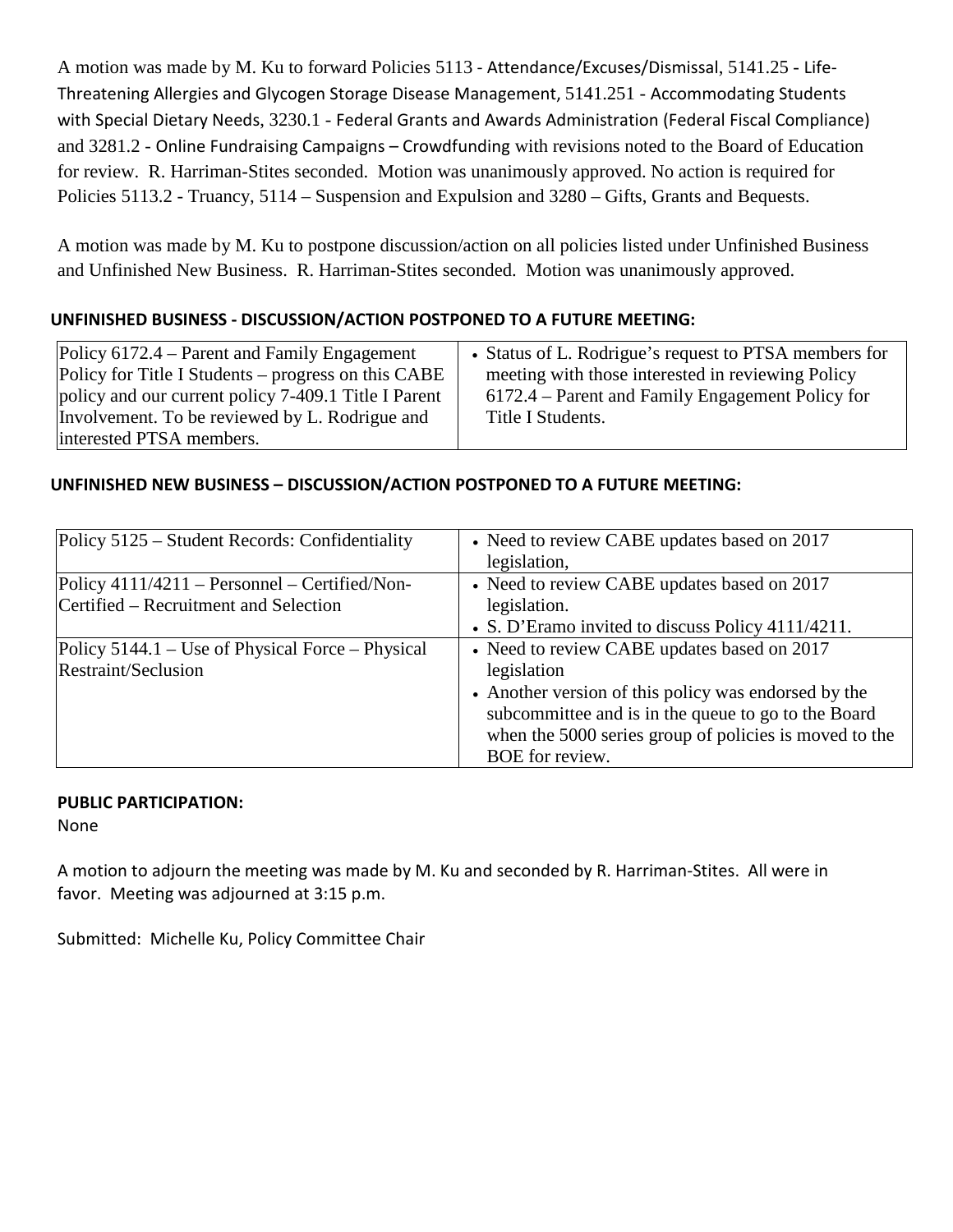A motion was made by M. Ku to forward Policies 5113 - Attendance/Excuses/Dismissal, 5141.25 - Life-Threatening Allergies and Glycogen Storage Disease Management, 5141.251 - Accommodating Students with Special Dietary Needs, 3230.1 - Federal Grants and Awards Administration (Federal Fiscal Compliance) and 3281.2 - Online Fundraising Campaigns – Crowdfunding with revisions noted to the Board of Education for review. R. Harriman-Stites seconded. Motion was unanimously approved. No action is required for Policies 5113.2 - Truancy, 5114 – Suspension and Expulsion and 3280 – Gifts, Grants and Bequests.

A motion was made by M. Ku to postpone discussion/action on all policies listed under Unfinished Business and Unfinished New Business. R. Harriman-Stites seconded. Motion was unanimously approved.

**UNFINISHED BUSINESS - DISCUSSION/ACTION POSTPONED TO A FUTURE MEETING:**

| | |
|---|---|
| Policy 6172.4 – Parent and Family Engagement Policy for Title I Students – progress on this CABE policy and our current policy 7-409.1 Title I Parent Involvement. To be reviewed by L. Rodrigue and interested PTSA members. | • Status of L. Rodrigue's request to PTSA members for meeting with those interested in reviewing Policy 6172.4 – Parent and Family Engagement Policy for Title I Students. |

**UNFINISHED NEW BUSINESS – DISCUSSION/ACTION POSTPONED TO A FUTURE MEETING:**

| | |
|---|---|
| Policy 5125 – Student Records: Confidentiality | • Need to review CABE updates based on 2017 legislation, |
| Policy 4111/4211 – Personnel – Certified/Non-Certified – Recruitment and Selection | • Need to review CABE updates based on 2017 legislation.<br>• S. D'Eramo invited to discuss Policy 4111/4211. |
| Policy 5144.1 – Use of Physical Force – Physical Restraint/Seclusion | • Need to review CABE updates based on 2017 legislation<br>• Another version of this policy was endorsed by the subcommittee and is in the queue to go to the Board when the 5000 series group of policies is moved to the BOE for review. |

**PUBLIC PARTICIPATION:**

None

A motion to adjourn the meeting was made by M. Ku and seconded by R. Harriman-Stites. All were in favor. Meeting was adjourned at 3:15 p.m.

Submitted: Michelle Ku, Policy Committee Chair